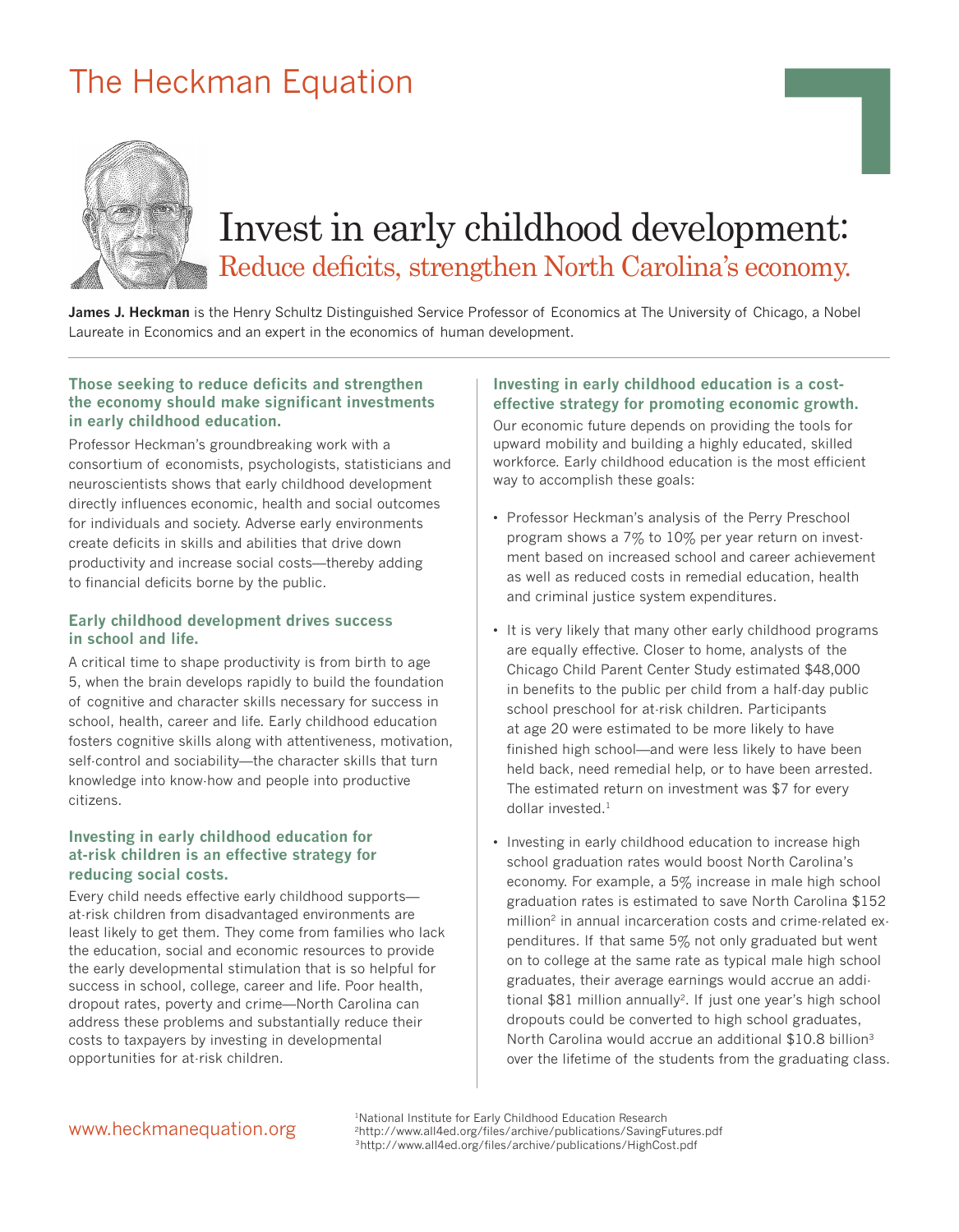# The Heckman Equation

## Invest in early childhood development:
### Reduce deficits, strengthen North Carolina's economy.

**James J. Heckman** is the Henry Schultz Distinguished Service Professor of Economics at The University of Chicago, a Nobel Laureate in Economics and an expert in the economics of human development.

---

### Those seeking to reduce deficits and strengthen the economy should make significant investments in early childhood education.

Professor Heckman's groundbreaking work with a consortium of economists, psychologists, statisticians and neuroscientists shows that early childhood development directly influences economic, health and social outcomes for individuals and society. Adverse early environments create deficits in skills and abilities that drive down productivity and increase social costs—thereby adding to financial deficits borne by the public.

### Early childhood development drives success in school and life.

A critical time to shape productivity is from birth to age 5, when the brain develops rapidly to build the foundation of cognitive and character skills necessary for success in school, health, career and life. Early childhood education fosters cognitive skills along with attentiveness, motivation, self-control and sociability—the character skills that turn knowledge into know-how and people into productive citizens.

### Investing in early childhood education for at-risk children is an effective strategy for reducing social costs.

Every child needs effective early childhood supports—at-risk children from disadvantaged environments are least likely to get them. They come from families who lack the education, social and economic resources to provide the early developmental stimulation that is so helpful for success in school, college, career and life. Poor health, dropout rates, poverty and crime—North Carolina can address these problems and substantially reduce their costs to taxpayers by investing in developmental opportunities for at-risk children.

### Investing in early childhood education is a cost-effective strategy for promoting economic growth.

Our economic future depends on providing the tools for upward mobility and building a highly educated, skilled workforce. Early childhood education is the most efficient way to accomplish these goals:

- Professor Heckman's analysis of the Perry Preschool program shows a 7% to 10% per year return on investment based on increased school and career achievement as well as reduced costs in remedial education, health and criminal justice system expenditures.
- It is very likely that many other early childhood programs are equally effective. Closer to home, analysts of the Chicago Child Parent Center Study estimated $48,000 in benefits to the public per child from a half-day public school preschool for at-risk children. Participants at age 20 were estimated to be more likely to have finished high school—and were less likely to have been held back, need remedial help, or to have been arrested. The estimated return on investment was $7 for every dollar invested.[1]
- Investing in early childhood education to increase high school graduation rates would boost North Carolina's economy. For example, a 5% increase in male high school graduation rates is estimated to save North Carolina $152 million[2] in annual incarceration costs and crime-related expenditures. If that same 5% not only graduated but went on to college at the same rate as typical male high school graduates, their average earnings would accrue an additional $81 million annually[2]. If just one year's high school dropouts could be converted to high school graduates, North Carolina would accrue an additional $10.8 billion[3] over the lifetime of the students from the graduating class.

www.heckmanequation.org

[1] National Institute for Early Childhood Education Research
[2] http://www.all4ed.org/files/archive/publications/SavingFutures.pdf
[3] http://www.all4ed.org/files/archive/publications/HighCost.pdf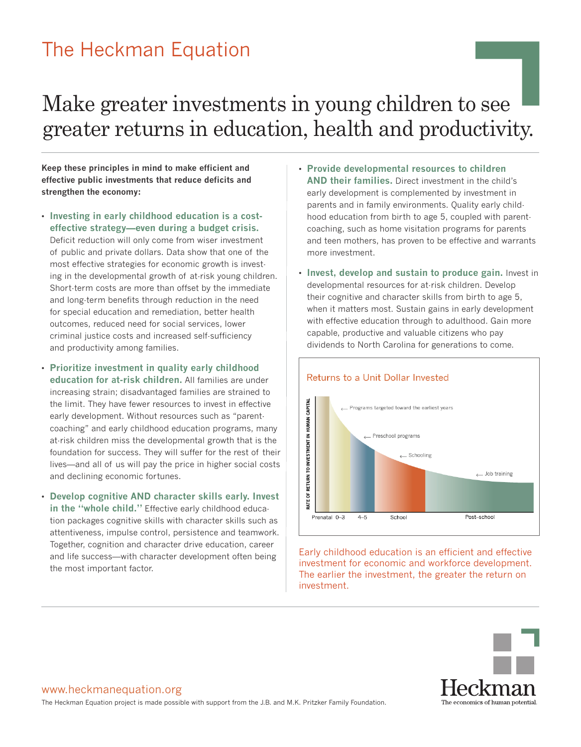# The Heckman Equation

## Make greater investments in young children to see greater returns in education, health and productivity.

**Keep these principles in mind to make efficient and effective public investments that reduce deficits and strengthen the economy:**

- **Investing in early childhood education is a cost-effective strategy—even during a budget crisis.** Deficit reduction will only come from wiser investment of public and private dollars. Data show that one of the most effective strategies for economic growth is investing in the developmental growth of at-risk young children. Short-term costs are more than offset by the immediate and long-term benefits through reduction in the need for special education and remediation, better health outcomes, reduced need for social services, lower criminal justice costs and increased self-sufficiency and productivity among families.
- **Prioritize investment in quality early childhood education for at-risk children.** All families are under increasing strain; disadvantaged families are strained to the limit. They have fewer resources to invest in effective early development. Without resources such as "parent-coaching" and early childhood education programs, many at-risk children miss the developmental growth that is the foundation for success. They will suffer for the rest of their lives—and all of us will pay the price in higher social costs and declining economic fortunes.
- **Develop cognitive AND character skills early. Invest in the "whole child."** Effective early childhood education packages cognitive skills with character skills such as attentiveness, impulse control, persistence and teamwork. Together, cognition and character drive education, career and life success—with character development often being the most important factor.
- **Provide developmental resources to children AND their families.** Direct investment in the child's early development is complemented by investment in parents and in family environments. Quality early childhood education from birth to age 5, coupled with parent-coaching, such as home visitation programs for parents and teen mothers, has proven to be effective and warrants more investment.
- **Invest, develop and sustain to produce gain.** Invest in developmental resources for at-risk children. Develop their cognitive and character skills from birth to age 5, when it matters most. Sustain gains in early development with effective education through to adulthood. Gain more capable, productive and valuable citizens who pay dividends to North Carolina for generations to come.

Returns to a Unit Dollar Invested

RATE OF RETURN TO INVESTMENT IN HUMAN CAPITAL

Programs targeted toward the earliest years

Preschool programs

Schooling

Job training

Prenatal 0–3

4–5

School

Post-school

Early childhood education is an efficient and effective investment for economic and workforce development. The earlier the investment, the greater the return on investment.

www.heckmanequation.org

The Heckman Equation project is made possible with support from the J.B. and M.K. Pritzker Family Foundation.

Heckman
The economics of human potential.